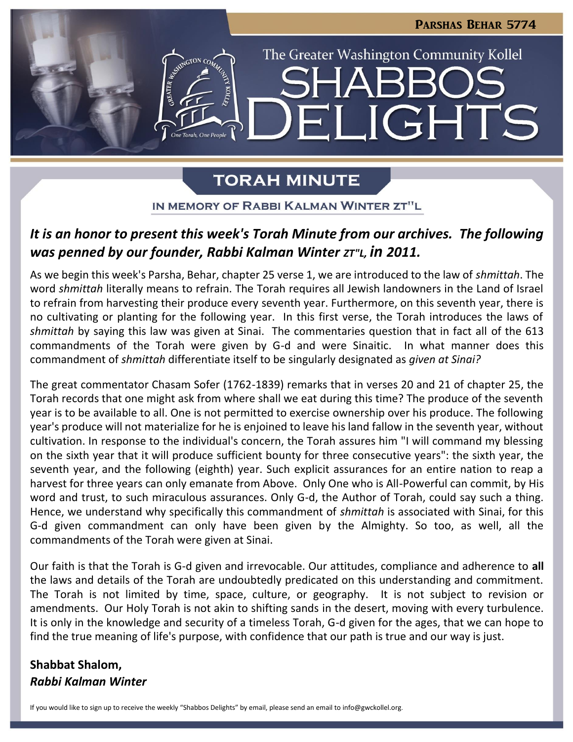Parshas Behar 5774

The Greater Washington Community Kollel

# SHABBOS DELIGHTS

## TORAH MINUTE

### IN MEMORY OF RABBI KALMAN WINTER ZT"L

***It is an honor to present this week's Torah Minute from our archives. The following was penned by our founder, Rabbi Kalman Winter zt"l, in 2011.***

As we begin this week's Parsha, Behar, chapter 25 verse 1, we are introduced to the law of *shmittah*. The word *shmittah* literally means to refrain. The Torah requires all Jewish landowners in the Land of Israel to refrain from harvesting their produce every seventh year. Furthermore, on this seventh year, there is no cultivating or planting for the following year. In this first verse, the Torah introduces the laws of *shmittah* by saying this law was given at Sinai. The commentaries question that in fact all of the 613 commandments of the Torah were given by G-d and were Sinaitic. In what manner does this commandment of *shmittah* differentiate itself to be singularly designated as *given at Sinai?*

The great commentator Chasam Sofer (1762-1839) remarks that in verses 20 and 21 of chapter 25, the Torah records that one might ask from where shall we eat during this time? The produce of the seventh year is to be available to all. One is not permitted to exercise ownership over his produce. The following year's produce will not materialize for he is enjoined to leave his land fallow in the seventh year, without cultivation. In response to the individual's concern, the Torah assures him "I will command my blessing on the sixth year that it will produce sufficient bounty for three consecutive years": the sixth year, the seventh year, and the following (eighth) year. Such explicit assurances for an entire nation to reap a harvest for three years can only emanate from Above. Only One who is All-Powerful can commit, by His word and trust, to such miraculous assurances. Only G-d, the Author of Torah, could say such a thing. Hence, we understand why specifically this commandment of *shmittah* is associated with Sinai, for this G-d given commandment can only have been given by the Almighty. So too, as well, all the commandments of the Torah were given at Sinai.

Our faith is that the Torah is G-d given and irrevocable. Our attitudes, compliance and adherence to **all** the laws and details of the Torah are undoubtedly predicated on this understanding and commitment. The Torah is not limited by time, space, culture, or geography. It is not subject to revision or amendments. Our Holy Torah is not akin to shifting sands in the desert, moving with every turbulence. It is only in the knowledge and security of a timeless Torah, G-d given for the ages, that we can hope to find the true meaning of life's purpose, with confidence that our path is true and our way is just.

**Shabbat Shalom,**
***Rabbi Kalman Winter***

If you would like to sign up to receive the weekly "Shabbos Delights" by email, please send an email to info@gwckollel.org.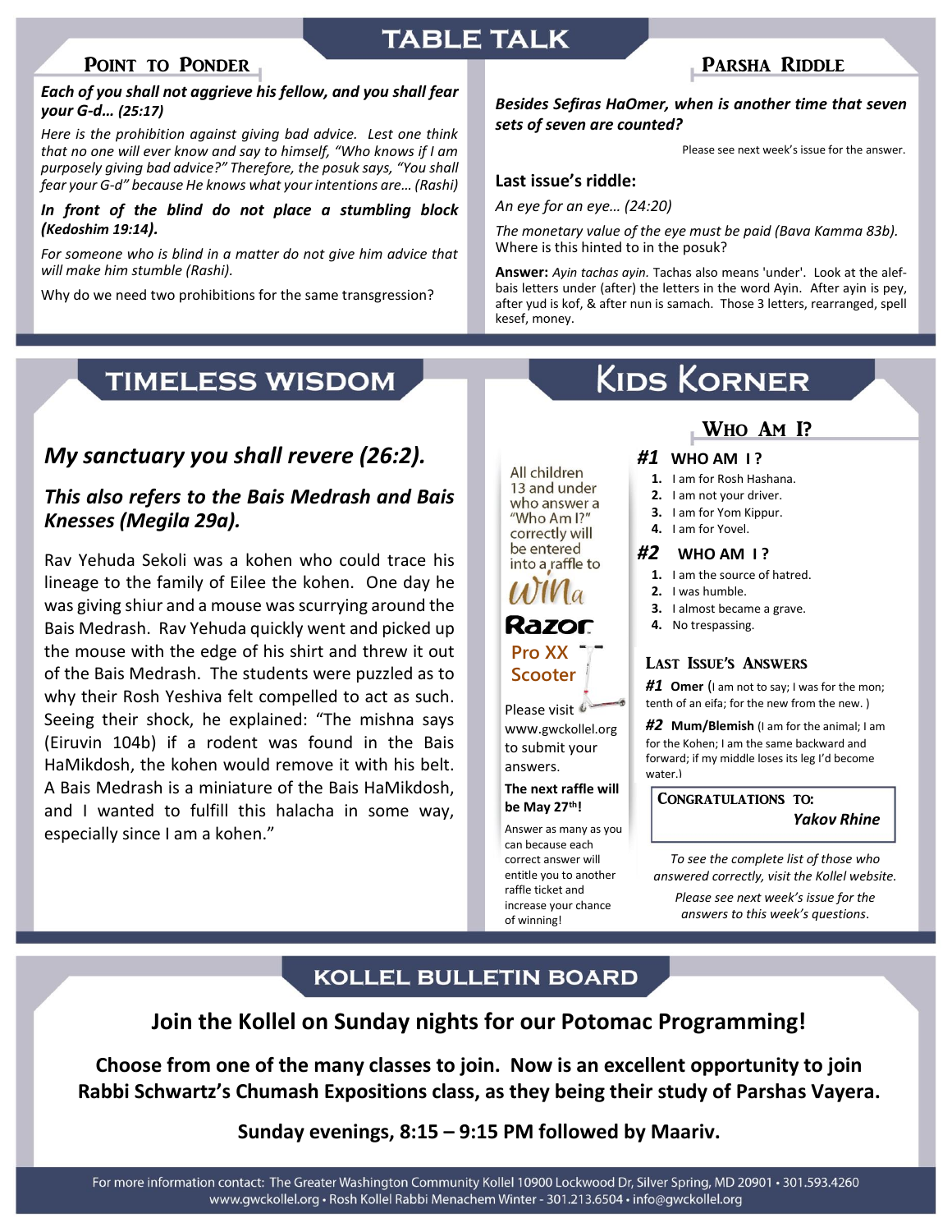# TABLE TALK

## Point to Ponder

***Each of you shall not aggrieve his fellow, and you shall fear your G-d… (25:17)***

*Here is the prohibition against giving bad advice. Lest one think that no one will ever know and say to himself, "Who knows if I am purposely giving bad advice?" Therefore, the posuk says, "You shall fear your G-d" because He knows what your intentions are… (Rashi)*

***In front of the blind do not place a stumbling block (Kedoshim 19:14).***

*For someone who is blind in a matter do not give him advice that will make him stumble (Rashi).*

Why do we need two prohibitions for the same transgression?

## Parsha Riddle

***Besides Sefiras HaOmer, when is another time that seven sets of seven are counted?***

Please see next week's issue for the answer.

**Last issue's riddle:**

*An eye for an eye… (24:20)*

*The monetary value of the eye must be paid (Bava Kamma 83b).* Where is this hinted to in the posuk?

**Answer:** *Ayin tachas ayin.* Tachas also means 'under'. Look at the alef-bais letters under (after) the letters in the word Ayin. After ayin is pey, after yud is kof, & after nun is samach. Those 3 letters, rearranged, spell kesef, money.

# TIMELESS WISDOM

## *My sanctuary you shall revere (26:2).*

### *This also refers to the Bais Medrash and Bais Knesses (Megila 29a).*

Rav Yehuda Sekoli was a kohen who could trace his lineage to the family of Eilee the kohen. One day he was giving shiur and a mouse was scurrying around the Bais Medrash. Rav Yehuda quickly went and picked up the mouse with the edge of his shirt and threw it out of the Bais Medrash. The students were puzzled as to why their Rosh Yeshiva felt compelled to act as such. Seeing their shock, he explained: "The mishna says (Eiruvin 104b) if a rodent was found in the Bais HaMikdosh, the kohen would remove it with his belt. A Bais Medrash is a miniature of the Bais HaMikdosh, and I wanted to fulfill this halacha in some way, especially since I am a kohen."

# Kids Korner

All children 13 and under who answer a "Who Am I?" correctly will be entered into a raffle to *win* a Razor Pro XX Scooter

Please visit www.gwckollel.org to submit your answers.

**The next raffle will be May 27th!**

Answer as many as you can because each correct answer will entitle you to another raffle ticket and increase your chance of winning!

## Who Am I?

### #1 WHO AM I ?

1. I am for Rosh Hashana.
2. I am not your driver.
3. I am for Yom Kippur.
4. I am for Yovel.

### #2 WHO AM I ?

1. I am the source of hatred.
2. I was humble.
3. I almost became a grave.
4. No trespassing.

## Last Issue's Answers

***#1*** **Omer** (I am not to say; I was for the mon; tenth of an eifa; for the new from the new. )

***#2*** **Mum/Blemish** (I am for the animal; I am for the Kohen; I am the same backward and forward; if my middle loses its leg I'd become water.)

**Congratulations to:**
***Yakov Rhine***

*To see the complete list of those who answered correctly, visit the Kollel website.*

*Please see next week's issue for the answers to this week's questions.*

# KOLLEL BULLETIN BOARD

**Join the Kollel on Sunday nights for our Potomac Programming!**

**Choose from one of the many classes to join. Now is an excellent opportunity to join Rabbi Schwartz's Chumash Expositions class, as they being their study of Parshas Vayera.**

**Sunday evenings, 8:15 – 9:15 PM followed by Maariv.**

For more information contact: The Greater Washington Community Kollel 10900 Lockwood Dr, Silver Spring, MD 20901 • 301.593.4260
www.gwckollel.org • Rosh Kollel Rabbi Menachem Winter - 301.213.6504 • info@gwckollel.org